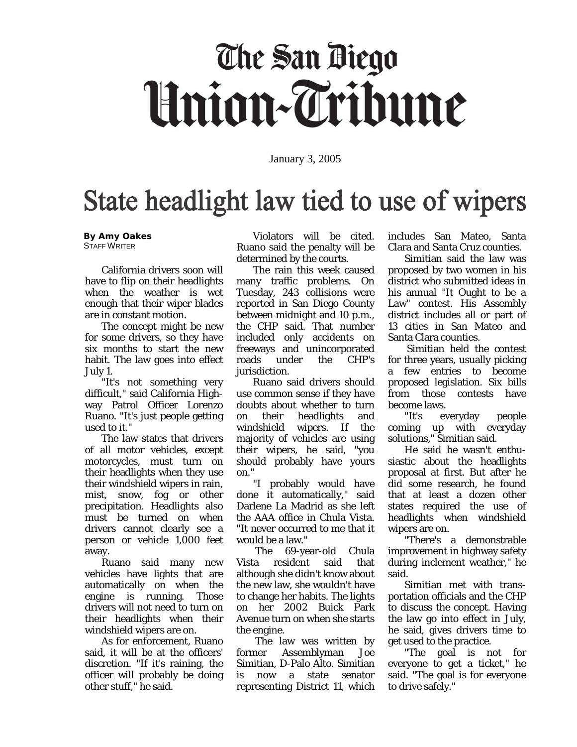# The San Diego Union-Tribune

January 3, 2005

## State headlight law tied to use of wipers

**By Amy Oakes**
STAFF WRITER

California drivers soon will have to flip on their headlights when the weather is wet enough that their wiper blades are in constant motion.

The concept might be new for some drivers, so they have six months to start the new habit. The law goes into effect July 1.

"It's not something very difficult," said California Highway Patrol Officer Lorenzo Ruano. "It's just people getting used to it."

The law states that drivers of all motor vehicles, except motorcycles, must turn on their headlights when they use their windshield wipers in rain, mist, snow, fog or other precipitation. Headlights also must be turned on when drivers cannot clearly see a person or vehicle 1,000 feet away.

Ruano said many new vehicles have lights that are automatically on when the engine is running. Those drivers will not need to turn on their headlights when their windshield wipers are on.

As for enforcement, Ruano said, it will be at the officers' discretion. "If it's raining, the officer will probably be doing other stuff," he said.

Violators will be cited. Ruano said the penalty will be determined by the courts.

The rain this week caused many traffic problems. On Tuesday, 243 collisions were reported in San Diego County between midnight and 10 p.m., the CHP said. That number included only accidents on freeways and unincorporated roads under the CHP's jurisdiction.

Ruano said drivers should use common sense if they have doubts about whether to turn on their headlights and windshield wipers. If the majority of vehicles are using their wipers, he said, "you should probably have yours on."

"I probably would have done it automatically," said Darlene La Madrid as she left the AAA office in Chula Vista. "It never occurred to me that it would be a law."

The 69-year-old Chula Vista resident said that although she didn't know about the new law, she wouldn't have to change her habits. The lights on her 2002 Buick Park Avenue turn on when she starts the engine.

The law was written by former Assemblyman Joe Simitian, D-Palo Alto. Simitian is now a state senator representing District 11, which includes San Mateo, Santa Clara and Santa Cruz counties.

Simitian said the law was proposed by two women in his district who submitted ideas in his annual "It Ought to be a Law" contest. His Assembly district includes all or part of 13 cities in San Mateo and Santa Clara counties.

Simitian held the contest for three years, usually picking a few entries to become proposed legislation. Six bills from those contests have become laws.

"It's everyday people coming up with everyday solutions," Simitian said.

He said he wasn't enthusiastic about the headlights proposal at first. But after he did some research, he found that at least a dozen other states required the use of headlights when windshield wipers are on.

"There's a demonstrable improvement in highway safety during inclement weather," he said.

Simitian met with transportation officials and the CHP to discuss the concept. Having the law go into effect in July, he said, gives drivers time to get used to the practice.

"The goal is not for everyone to get a ticket," he said. "The goal is for everyone to drive safely."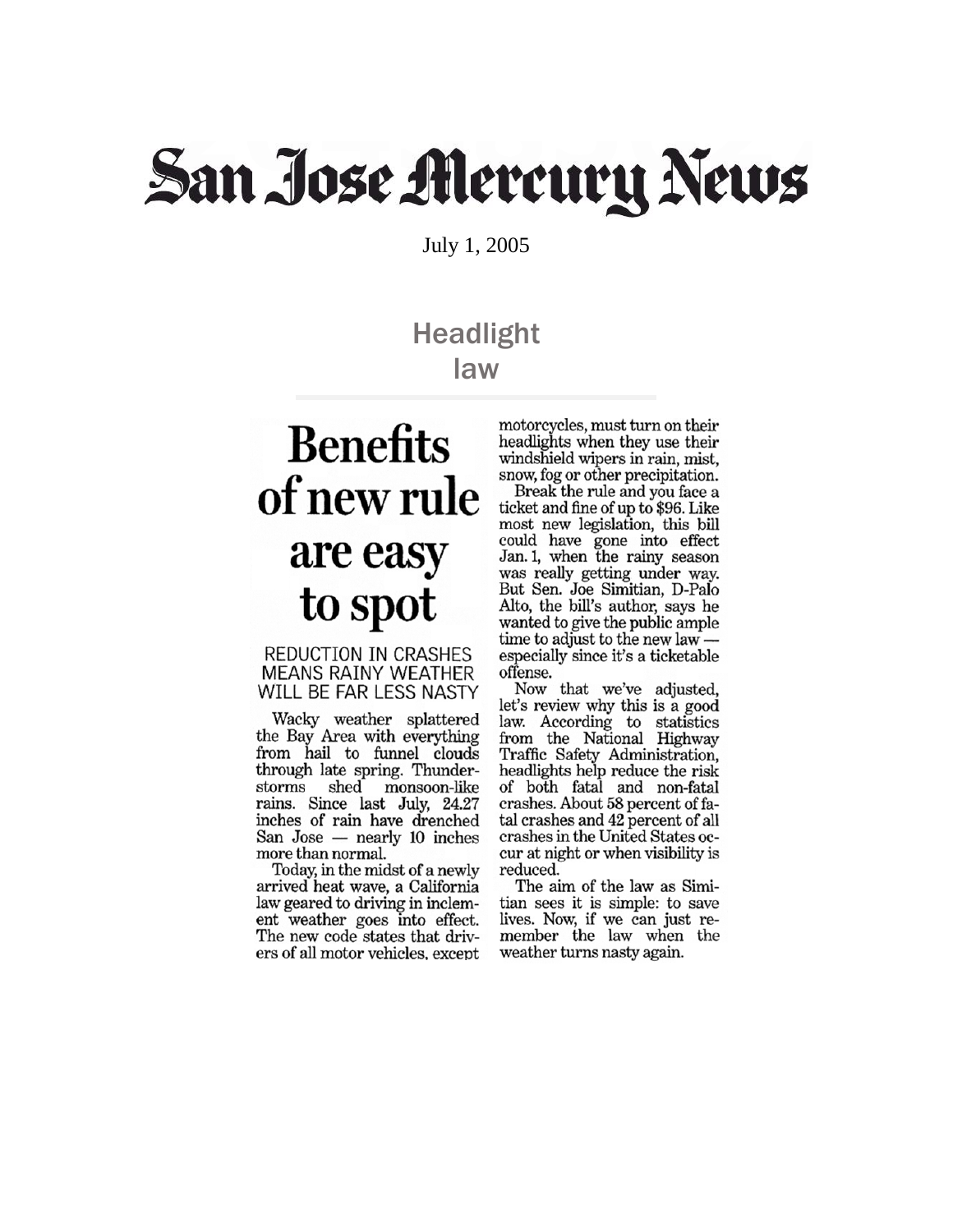# San Jose Mercury News

July 1, 2005

## Headlight law

# Benefits of new rule are easy to spot

### REDUCTION IN CRASHES MEANS RAINY WEATHER WILL BE FAR LESS NASTY

Wacky weather splattered the Bay Area with everything from hail to funnel clouds through late spring. Thunderstorms shed monsoon-like rains. Since last July, 24.27 inches of rain have drenched San Jose — nearly 10 inches more than normal.

Today, in the midst of a newly arrived heat wave, a California law geared to driving in inclement weather goes into effect. The new code states that drivers of all motor vehicles, except motorcycles, must turn on their headlights when they use their windshield wipers in rain, mist, snow, fog or other precipitation.

Break the rule and you face a ticket and fine of up to $96. Like most new legislation, this bill could have gone into effect Jan. 1, when the rainy season was really getting under way. But Sen. Joe Simitian, D-Palo Alto, the bill's author, says he wanted to give the public ample time to adjust to the new law — especially since it's a ticketable offense.

Now that we've adjusted, let's review why this is a good law. According to statistics from the National Highway Traffic Safety Administration, headlights help reduce the risk of both fatal and non-fatal crashes. About 58 percent of fatal crashes and 42 percent of all crashes in the United States occur at night or when visibility is reduced.

The aim of the law as Simitian sees it is simple: to save lives. Now, if we can just remember the law when the weather turns nasty again.